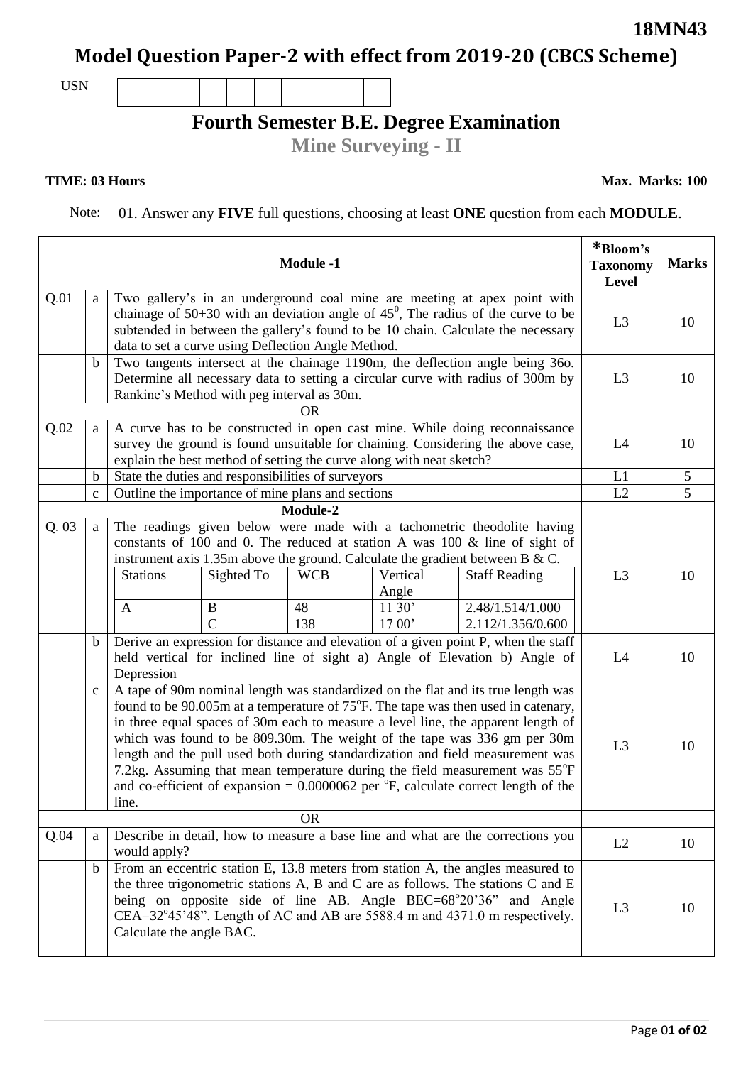**18MN43**

# Model Question Paper-2 with effect from 2019-20 (CBCS Scheme)

USN

## Fourth Semester B.E. Degree Examination

### Mine Surveying - II

**TIME: 03 Hours** **Max. Marks: 100**

Note: 01. Answer any **FIVE** full questions, choosing at least **ONE** question from each **MODULE**.

| | | **Module -1** | ***Bloom's Taxonomy Level** | **Marks** |
|---|---|---|---|---|
| Q.01 | a | Two gallery's in an underground coal mine are meeting at apex point with chainage of 50+30 with an deviation angle of $45^0$, The radius of the curve to be subtended in between the gallery's found to be 10 chain. Calculate the necessary data to set a curve using Deflection Angle Method. | L3 | 10 |
| | b | Two tangents intersect at the chainage 1190m, the deflection angle being 36o. Determine all necessary data to setting a circular curve with radius of 300m by Rankine's Method with peg interval as 30m. | L3 | 10 |
| | | OR | | |
| Q.02 | a | A curve has to be constructed in open cast mine. While doing reconnaissance survey the ground is found unsuitable for chaining. Considering the above case, explain the best method of setting the curve along with neat sketch? | L4 | 10 |
| | b | State the duties and responsibilities of surveyors | L1 | 5 |
| | c | Outline the importance of mine plans and sections | L2 | 5 |
| | | **Module-2** | | |
| Q. 03 | a | The readings given below were made with a tachometric theodolite having constants of 100 and 0. The reduced at station A was 100 & line of sight of instrument axis 1.35m above the ground. Calculate the gradient between B & C.<br>Stations: A; Sighted To: B, WCB: 48, Vertical Angle: 11 30', Staff Reading: 2.48/1.514/1.000<br>Sighted To: C, WCB: 138, Vertical Angle: 17 00', Staff Reading: 2.112/1.356/0.600 | L3 | 10 |
| | b | Derive an expression for distance and elevation of a given point P, when the staff held vertical for inclined line of sight a) Angle of Elevation b) Angle of Depression | L4 | 10 |
| | c | A tape of 90m nominal length was standardized on the flat and its true length was found to be 90.005m at a temperature of 75°F. The tape was then used in catenary, in three equal spaces of 30m each to measure a level line, the apparent length of which was found to be 809.30m. The weight of the tape was 336 gm per 30m length and the pull used both during standardization and field measurement was 7.2kg. Assuming that mean temperature during the field measurement was 55°F and co-efficient of expansion = 0.0000062 per °F, calculate correct length of the line. | L3 | 10 |
| | | OR | | |
| Q.04 | a | Describe in detail, how to measure a base line and what are the corrections you would apply? | L2 | 10 |
| | b | From an eccentric station E, 13.8 meters from station A, the angles measured to the three trigonometric stations A, B and C are as follows. The stations C and E being on opposite side of line AB. Angle BEC=68°20'36" and Angle CEA=32°45'48". Length of AC and AB are 5588.4 m and 4371.0 m respectively. Calculate the angle BAC. | L3 | 10 |

Table for Q.03 a:

| Stations | Sighted To | WCB | Vertical Angle | Staff Reading |
|---|---|---|---|---|
| A | B | 48 | 11 30' | 2.48/1.514/1.000 |
| | C | 138 | 17 00' | 2.112/1.356/0.600 |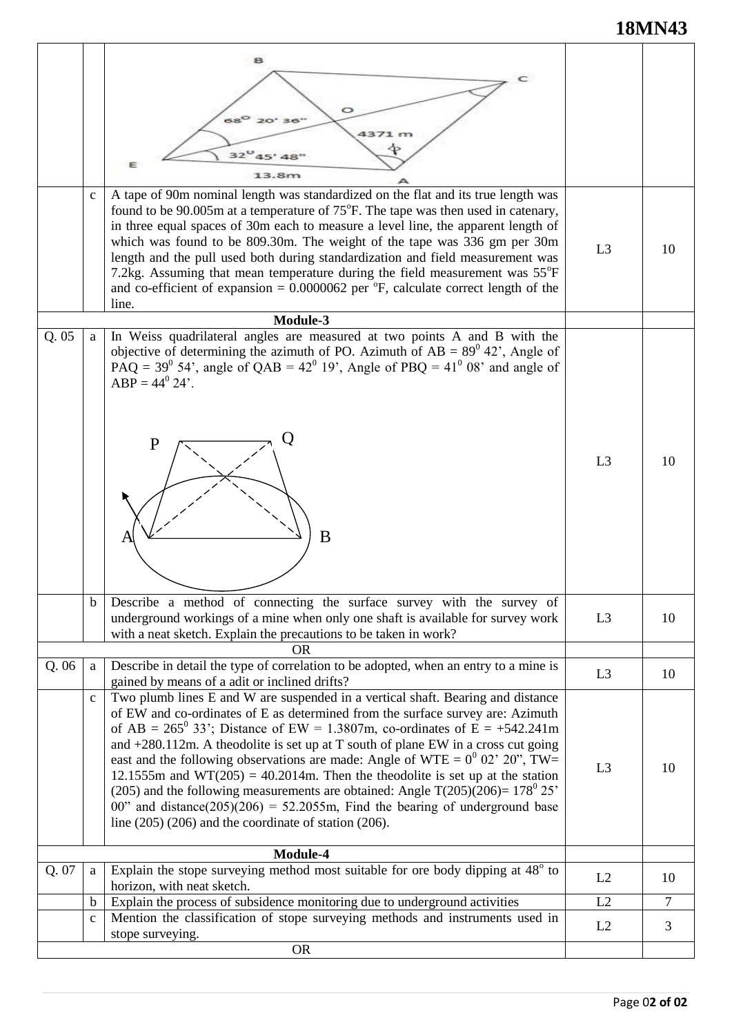| | | | | |
|---|---|---|---|---|
| | | B, C, O, E, A; $68^0$ 20' 36"; $32^0$ 45' 48"; 4371 m; 13.8m | | |
| | c | A tape of 90m nominal length was standardized on the flat and its true length was found to be 90.005m at a temperature of 75°F. The tape was then used in catenary, in three equal spaces of 30m each to measure a level line, the apparent length of which was found to be 809.30m. The weight of the tape was 336 gm per 30m length and the pull used both during standardization and field measurement was 7.2kg. Assuming that mean temperature during the field measurement was 55°F and co-efficient of expansion = 0.0000062 per °F, calculate correct length of the line. | L3 | 10 |
| **Module-3** | | | | |
| Q. 05 | a | In Weiss quadrilateral angles are measured at two points A and B with the objective of determining the azimuth of PO. Azimuth of AB = $89^0$ 42', Angle of PAQ = $39^0$ 54', angle of QAB = $42^0$ 19', Angle of PBQ = $41^0$ 08' and angle of ABP = $44^0$ 24'. (Figure: P, Q, A, B) | L3 | 10 |
| | b | Describe a method of connecting the surface survey with the survey of underground workings of a mine when only one shaft is available for survey work with a neat sketch. Explain the precautions to be taken in work? | L3 | 10 |
| OR | | | | |
| Q. 06 | a | Describe in detail the type of correlation to be adopted, when an entry to a mine is gained by means of a adit or inclined drifts? | L3 | 10 |
| | c | Two plumb lines E and W are suspended in a vertical shaft. Bearing and distance of EW and co-ordinates of E as determined from the surface survey are: Azimuth of AB = $265^0$ 33'; Distance of EW = 1.3807m, co-ordinates of E = +542.241m and +280.112m. A theodolite is set up at T south of plane EW in a cross cut going east and the following observations are made: Angle of WTE = $0^0$ 02' 20", TW= 12.1555m and WT(205) = 40.2014m. Then the theodolite is set up at the station (205) and the following measurements are obtained: Angle T(205)(206)= $178^0$ 25' 00" and distance(205)(206) = 52.2055m, Find the bearing of underground base line (205) (206) and the coordinate of station (206). | L3 | 10 |
| **Module-4** | | | | |
| Q. 07 | a | Explain the stope surveying method most suitable for ore body dipping at 48° to horizon, with neat sketch. | L2 | 10 |
| | b | Explain the process of subsidence monitoring due to underground activities | L2 | 7 |
| | c | Mention the classification of stope surveying methods and instruments used in stope surveying. | L2 | 3 |
| OR | | | | |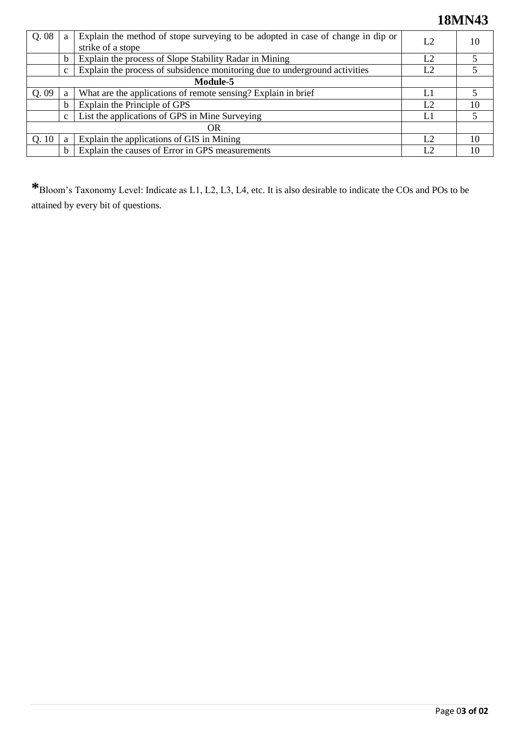| | | | | |
|---|---|---|---|---|
| Q. 08 | a | Explain the method of stope surveying to be adopted in case of change in dip or strike of a stope | L2 | 10 |
| | b | Explain the process of Slope Stability Radar in Mining | L2 | 5 |
| | c | Explain the process of subsidence monitoring due to underground activities | L2 | 5 |
| | | **Module-5** | | |
| Q. 09 | a | What are the applications of remote sensing? Explain in brief | L1 | 5 |
| | b | Explain the Principle of GPS | L2 | 10 |
| | c | List the applications of GPS in Mine Surveying | L1 | 5 |
| | | OR | | |
| Q. 10 | a | Explain the applications of GIS in Mining | L2 | 10 |
| | b | Explain the causes of Error in GPS measurements | L2 | 10 |

*Bloom's Taxonomy Level: Indicate as L1, L2, L3, L4, etc. It is also desirable to indicate the COs and POs to be attained by every bit of questions.